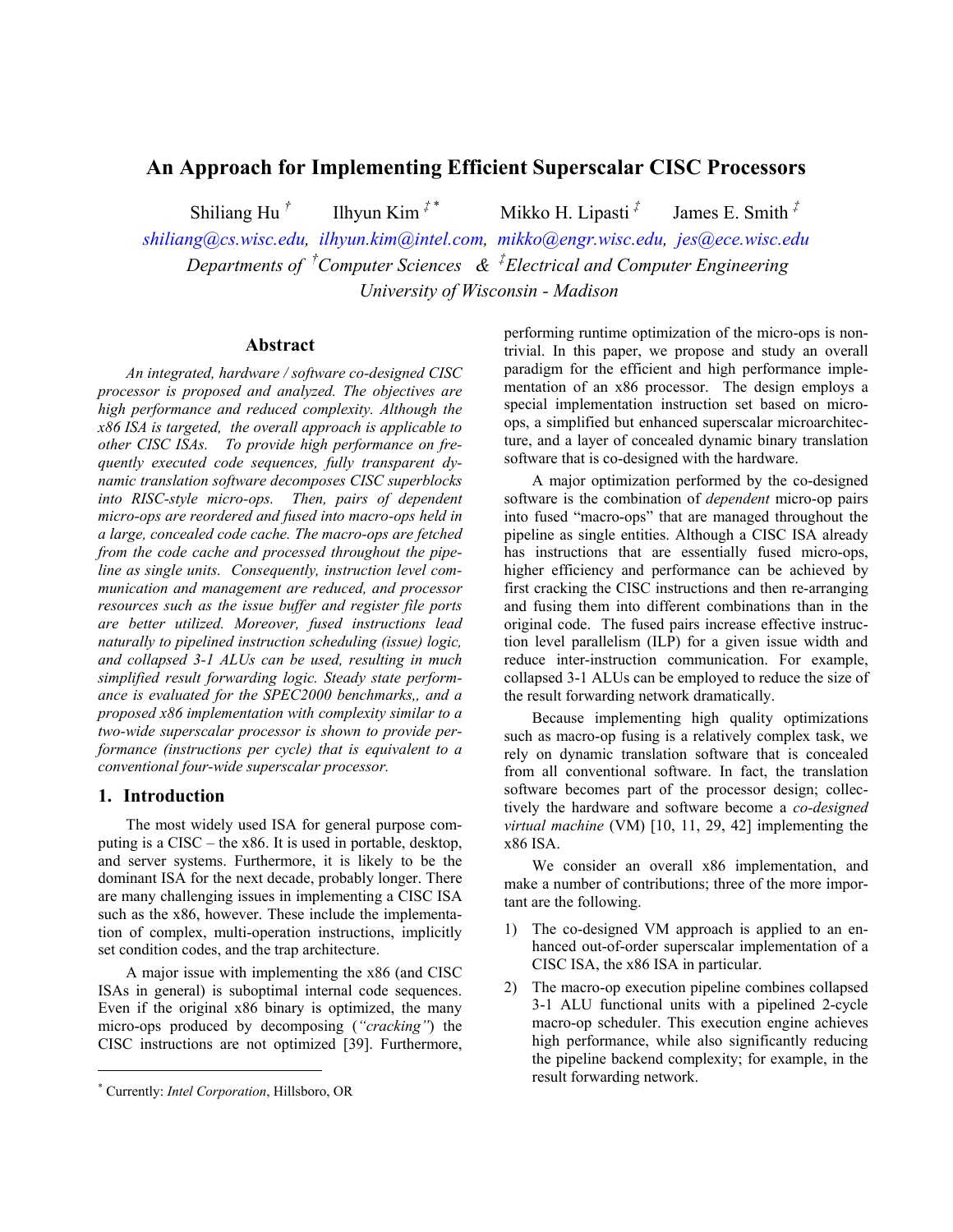# An Approach for Implementing Efficient Superscalar CISC Processors

Shiliang Hu [†] Ilhyun Kim [‡ *] Mikko H. Lipasti [‡] James E. Smith [‡]

shiliang@cs.wisc.edu, ilhyun.kim@intel.com, mikko@engr.wisc.edu, jes@ece.wisc.edu

*Departments of [†]Computer Sciences & [‡]Electrical and Computer Engineering*

*University of Wisconsin - Madison*

## Abstract

*An integrated, hardware / software co-designed CISC processor is proposed and analyzed. The objectives are high performance and reduced complexity. Although the x86 ISA is targeted, the overall approach is applicable to other CISC ISAs. To provide high performance on frequently executed code sequences, fully transparent dynamic translation software decomposes CISC superblocks into RISC-style micro-ops. Then, pairs of dependent micro-ops are reordered and fused into macro-ops held in a large, concealed code cache. The macro-ops are fetched from the code cache and processed throughout the pipeline as single units. Consequently, instruction level communication and management are reduced, and processor resources such as the issue buffer and register file ports are better utilized. Moreover, fused instructions lead naturally to pipelined instruction scheduling (issue) logic, and collapsed 3-1 ALUs can be used, resulting in much simplified result forwarding logic. Steady state performance is evaluated for the SPEC2000 benchmarks,, and a proposed x86 implementation with complexity similar to a two-wide superscalar processor is shown to provide performance (instructions per cycle) that is equivalent to a conventional four-wide superscalar processor.*

## 1. Introduction

The most widely used ISA for general purpose computing is a CISC – the x86. It is used in portable, desktop, and server systems. Furthermore, it is likely to be the dominant ISA for the next decade, probably longer. There are many challenging issues in implementing a CISC ISA such as the x86, however. These include the implementation of complex, multi-operation instructions, implicitly set condition codes, and the trap architecture.

A major issue with implementing the x86 (and CISC ISAs in general) is suboptimal internal code sequences. Even if the original x86 binary is optimized, the many micro-ops produced by decomposing (*"cracking"*) the CISC instructions are not optimized [39]. Furthermore, performing runtime optimization of the micro-ops is non-trivial. In this paper, we propose and study an overall paradigm for the efficient and high performance implementation of an x86 processor. The design employs a special implementation instruction set based on micro-ops, a simplified but enhanced superscalar microarchitecture, and a layer of concealed dynamic binary translation software that is co-designed with the hardware.

A major optimization performed by the co-designed software is the combination of *dependent* micro-op pairs into fused "macro-ops" that are managed throughout the pipeline as single entities. Although a CISC ISA already has instructions that are essentially fused micro-ops, higher efficiency and performance can be achieved by first cracking the CISC instructions and then re-arranging and fusing them into different combinations than in the original code. The fused pairs increase effective instruction level parallelism (ILP) for a given issue width and reduce inter-instruction communication. For example, collapsed 3-1 ALUs can be employed to reduce the size of the result forwarding network dramatically.

Because implementing high quality optimizations such as macro-op fusing is a relatively complex task, we rely on dynamic translation software that is concealed from all conventional software. In fact, the translation software becomes part of the processor design; collectively the hardware and software become a *co-designed virtual machine* (VM) [10, 11, 29, 42] implementing the x86 ISA.

We consider an overall x86 implementation, and make a number of contributions; three of the more important are the following.

1) The co-designed VM approach is applied to an enhanced out-of-order superscalar implementation of a CISC ISA, the x86 ISA in particular.
2) The macro-op execution pipeline combines collapsed 3-1 ALU functional units with a pipelined 2-cycle macro-op scheduler. This execution engine achieves high performance, while also significantly reducing the pipeline backend complexity; for example, in the result forwarding network.

[*] Currently: *Intel Corporation*, Hillsboro, OR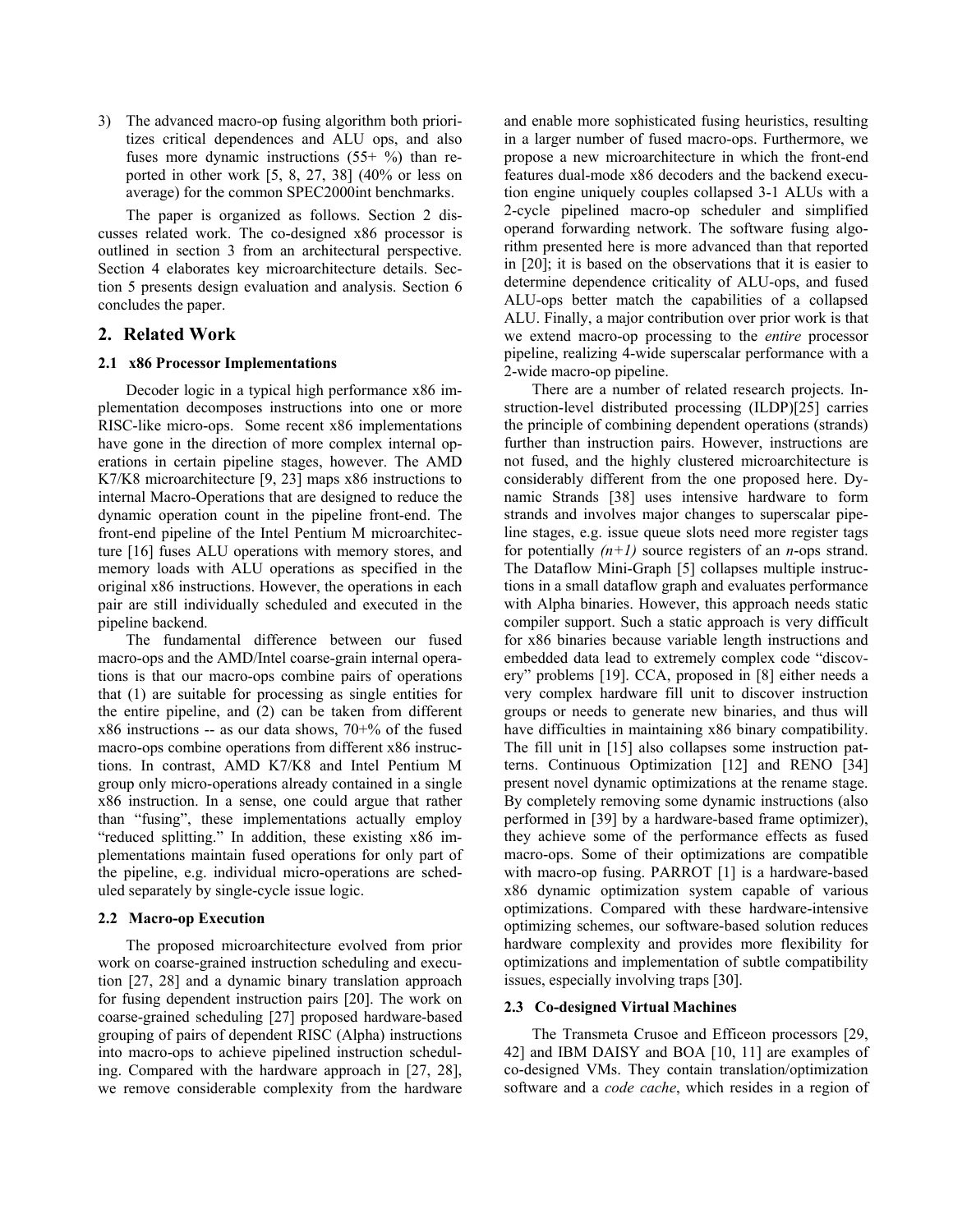3) The advanced macro-op fusing algorithm both prioritizes critical dependences and ALU ops, and also fuses more dynamic instructions (55+ %) than reported in other work [5, 8, 27, 38] (40% or less on average) for the common SPEC2000int benchmarks.

The paper is organized as follows. Section 2 discusses related work. The co-designed x86 processor is outlined in section 3 from an architectural perspective. Section 4 elaborates key microarchitecture details. Section 5 presents design evaluation and analysis. Section 6 concludes the paper.

## 2. Related Work

### 2.1 x86 Processor Implementations

Decoder logic in a typical high performance x86 implementation decomposes instructions into one or more RISC-like micro-ops. Some recent x86 implementations have gone in the direction of more complex internal operations in certain pipeline stages, however. The AMD K7/K8 microarchitecture [9, 23] maps x86 instructions to internal Macro-Operations that are designed to reduce the dynamic operation count in the pipeline front-end. The front-end pipeline of the Intel Pentium M microarchitecture [16] fuses ALU operations with memory stores, and memory loads with ALU operations as specified in the original x86 instructions. However, the operations in each pair are still individually scheduled and executed in the pipeline backend.

The fundamental difference between our fused macro-ops and the AMD/Intel coarse-grain internal operations is that our macro-ops combine pairs of operations that (1) are suitable for processing as single entities for the entire pipeline, and (2) can be taken from different x86 instructions -- as our data shows, 70+% of the fused macro-ops combine operations from different x86 instructions. In contrast, AMD K7/K8 and Intel Pentium M group only micro-operations already contained in a single x86 instruction. In a sense, one could argue that rather than "fusing", these implementations actually employ "reduced splitting." In addition, these existing x86 implementations maintain fused operations for only part of the pipeline, e.g. individual micro-operations are scheduled separately by single-cycle issue logic.

### 2.2 Macro-op Execution

The proposed microarchitecture evolved from prior work on coarse-grained instruction scheduling and execution [27, 28] and a dynamic binary translation approach for fusing dependent instruction pairs [20]. The work on coarse-grained scheduling [27] proposed hardware-based grouping of pairs of dependent RISC (Alpha) instructions into macro-ops to achieve pipelined instruction scheduling. Compared with the hardware approach in [27, 28], we remove considerable complexity from the hardware and enable more sophisticated fusing heuristics, resulting in a larger number of fused macro-ops. Furthermore, we propose a new microarchitecture in which the front-end features dual-mode x86 decoders and the backend execution engine uniquely couples collapsed 3-1 ALUs with a 2-cycle pipelined macro-op scheduler and simplified operand forwarding network. The software fusing algorithm presented here is more advanced than that reported in [20]; it is based on the observations that it is easier to determine dependence criticality of ALU-ops, and fused ALU-ops better match the capabilities of a collapsed ALU. Finally, a major contribution over prior work is that we extend macro-op processing to the *entire* processor pipeline, realizing 4-wide superscalar performance with a 2-wide macro-op pipeline.

There are a number of related research projects. Instruction-level distributed processing (ILDP)[25] carries the principle of combining dependent operations (strands) further than instruction pairs. However, instructions are not fused, and the highly clustered microarchitecture is considerably different from the one proposed here. Dynamic Strands [38] uses intensive hardware to form strands and involves major changes to superscalar pipeline stages, e.g. issue queue slots need more register tags for potentially *(n+1)* source registers of an *n*-ops strand. The Dataflow Mini-Graph [5] collapses multiple instructions in a small dataflow graph and evaluates performance with Alpha binaries. However, this approach needs static compiler support. Such a static approach is very difficult for x86 binaries because variable length instructions and embedded data lead to extremely complex code "discovery" problems [19]. CCA, proposed in [8] either needs a very complex hardware fill unit to discover instruction groups or needs to generate new binaries, and thus will have difficulties in maintaining x86 binary compatibility. The fill unit in [15] also collapses some instruction patterns. Continuous Optimization [12] and RENO [34] present novel dynamic optimizations at the rename stage. By completely removing some dynamic instructions (also performed in [39] by a hardware-based frame optimizer), they achieve some of the performance effects as fused macro-ops. Some of their optimizations are compatible with macro-op fusing. PARROT [1] is a hardware-based x86 dynamic optimization system capable of various optimizations. Compared with these hardware-intensive optimizing schemes, our software-based solution reduces hardware complexity and provides more flexibility for optimizations and implementation of subtle compatibility issues, especially involving traps [30].

### 2.3 Co-designed Virtual Machines

The Transmeta Crusoe and Efficeon processors [29, 42] and IBM DAISY and BOA [10, 11] are examples of co-designed VMs. They contain translation/optimization software and a *code cache*, which resides in a region of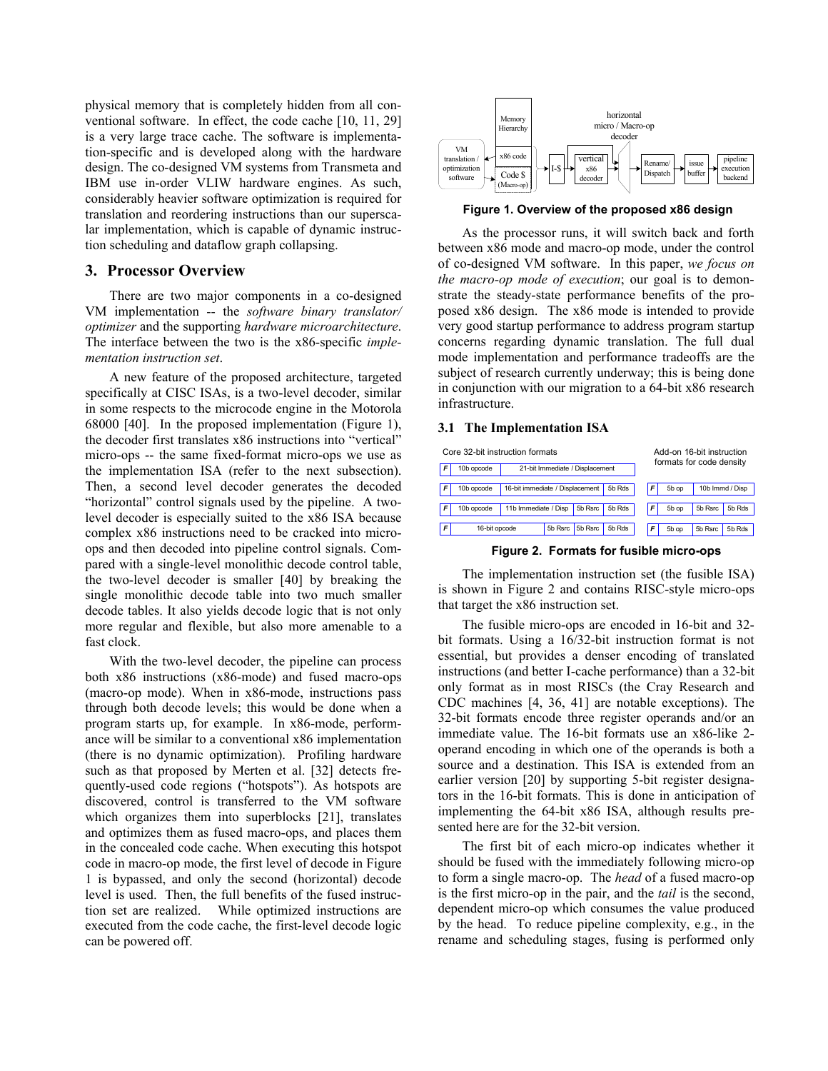physical memory that is completely hidden from all conventional software. In effect, the code cache [10, 11, 29] is a very large trace cache. The software is implementation-specific and is developed along with the hardware design. The co-designed VM systems from Transmeta and IBM use in-order VLIW hardware engines. As such, considerably heavier software optimization is required for translation and reordering instructions than our superscalar implementation, which is capable of dynamic instruction scheduling and dataflow graph collapsing.

## 3. Processor Overview

There are two major components in a co-designed VM implementation -- the *software binary translator/optimizer* and the supporting *hardware microarchitecture*. The interface between the two is the x86-specific *implementation instruction set*.

A new feature of the proposed architecture, targeted specifically at CISC ISAs, is a two-level decoder, similar in some respects to the microcode engine in the Motorola 68000 [40]. In the proposed implementation (Figure 1), the decoder first translates x86 instructions into "vertical" micro-ops -- the same fixed-format micro-ops we use as the implementation ISA (refer to the next subsection). Then, a second level decoder generates the decoded "horizontal" control signals used by the pipeline. A two-level decoder is especially suited to the x86 ISA because complex x86 instructions need to be cracked into micro-ops and then decoded into pipeline control signals. Compared with a single-level monolithic decode control table, the two-level decoder is smaller [40] by breaking the single monolithic decode table into two much smaller decode tables. It also yields decode logic that is not only more regular and flexible, but also more amenable to a fast clock.

With the two-level decoder, the pipeline can process both x86 instructions (x86-mode) and fused macro-ops (macro-op mode). When in x86-mode, instructions pass through both decode levels; this would be done when a program starts up, for example. In x86-mode, performance will be similar to a conventional x86 implementation (there is no dynamic optimization). Profiling hardware such as that proposed by Merten et al. [32] detects frequently-used code regions ("hotspots"). As hotspots are discovered, control is transferred to the VM software which organizes them into superblocks [21], translates and optimizes them as fused macro-ops, and places them in the concealed code cache. When executing this hotspot code in macro-op mode, the first level of decode in Figure 1 is bypassed, and only the second (horizontal) decode level is used. Then, the full benefits of the fused instruction set are realized. While optimized instructions are executed from the code cache, the first-level decode logic can be powered off.

**Figure 1. Overview of the proposed x86 design**

As the processor runs, it will switch back and forth between x86 mode and macro-op mode, under the control of co-designed VM software. In this paper, *we focus on the macro-op mode of execution*; our goal is to demonstrate the steady-state performance benefits of the proposed x86 design. The x86 mode is intended to provide very good startup performance to address program startup concerns regarding dynamic translation. The full dual mode implementation and performance tradeoffs are the subject of research currently underway; this is being done in conjunction with our migration to a 64-bit x86 research infrastructure.

### 3.1 The Implementation ISA

**Figure 2. Formats for fusible micro-ops**

The implementation instruction set (the fusible ISA) is shown in Figure 2 and contains RISC-style micro-ops that target the x86 instruction set.

The fusible micro-ops are encoded in 16-bit and 32-bit formats. Using a 16/32-bit instruction format is not essential, but provides a denser encoding of translated instructions (and better I-cache performance) than a 32-bit only format as in most RISCs (the Cray Research and CDC machines [4, 36, 41] are notable exceptions). The 32-bit formats encode three register operands and/or an immediate value. The 16-bit formats use an x86-like 2-operand encoding in which one of the operands is both a source and a destination. This ISA is extended from an earlier version [20] by supporting 5-bit register designators in the 16-bit formats. This is done in anticipation of implementing the 64-bit x86 ISA, although results presented here are for the 32-bit version.

The first bit of each micro-op indicates whether it should be fused with the immediately following micro-op to form a single macro-op. The *head* of a fused macro-op is the first micro-op in the pair, and the *tail* is the second, dependent micro-op which consumes the value produced by the head. To reduce pipeline complexity, e.g., in the rename and scheduling stages, fusing is performed only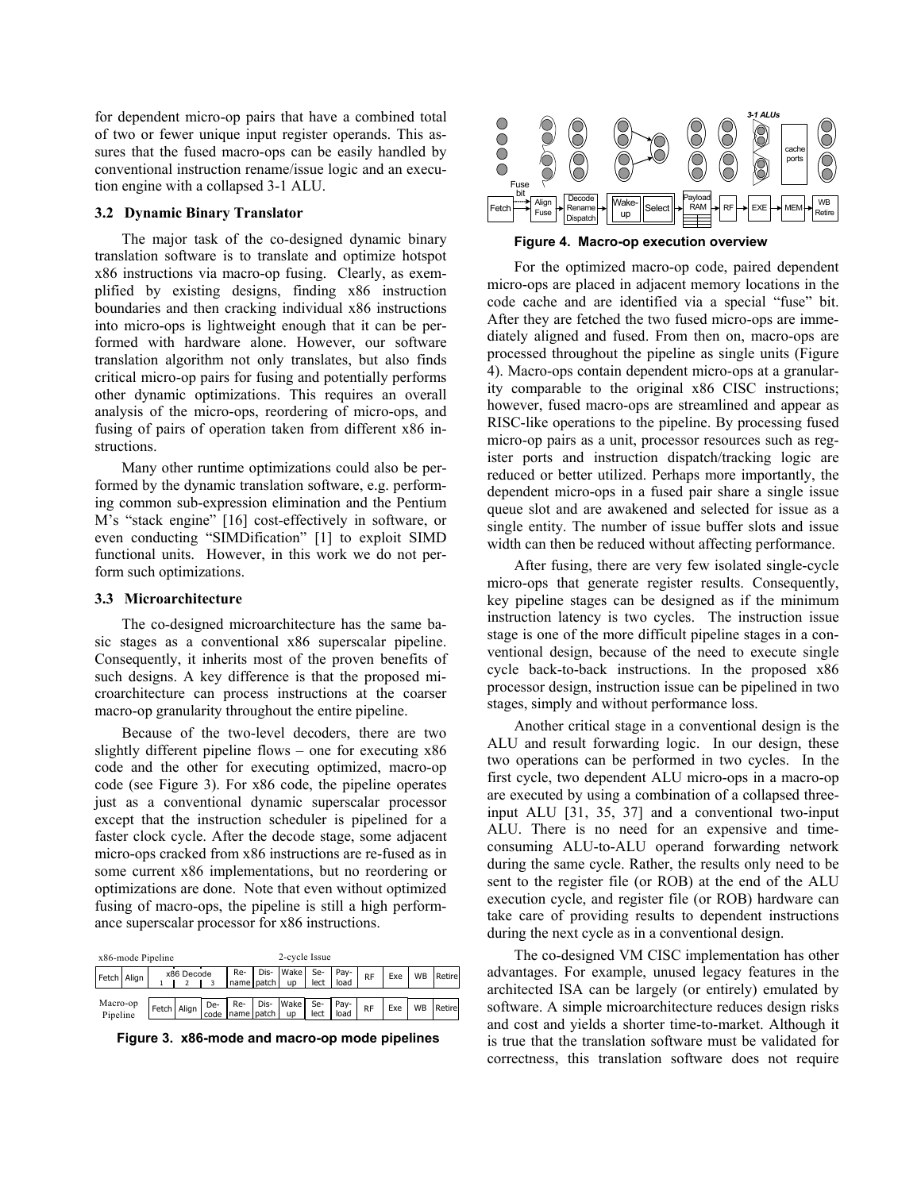for dependent micro-op pairs that have a combined total of two or fewer unique input register operands. This assures that the fused macro-ops can be easily handled by conventional instruction rename/issue logic and an execution engine with a collapsed 3-1 ALU.

### 3.2 Dynamic Binary Translator

The major task of the co-designed dynamic binary translation software is to translate and optimize hotspot x86 instructions via macro-op fusing. Clearly, as exemplified by existing designs, finding x86 instruction boundaries and then cracking individual x86 instructions into micro-ops is lightweight enough that it can be performed with hardware alone. However, our software translation algorithm not only translates, but also finds critical micro-op pairs for fusing and potentially performs other dynamic optimizations. This requires an overall analysis of the micro-ops, reordering of micro-ops, and fusing of pairs of operation taken from different x86 instructions.

Many other runtime optimizations could also be performed by the dynamic translation software, e.g. performing common sub-expression elimination and the Pentium M's "stack engine" [16] cost-effectively in software, or even conducting "SIMDification" [1] to exploit SIMD functional units. However, in this work we do not perform such optimizations.

### 3.3 Microarchitecture

The co-designed microarchitecture has the same basic stages as a conventional x86 superscalar pipeline. Consequently, it inherits most of the proven benefits of such designs. A key difference is that the proposed microarchitecture can process instructions at the coarser macro-op granularity throughout the entire pipeline.

Because of the two-level decoders, there are two slightly different pipeline flows – one for executing x86 code and the other for executing optimized, macro-op code (see Figure 3). For x86 code, the pipeline operates just as a conventional dynamic superscalar processor except that the instruction scheduler is pipelined for a faster clock cycle. After the decode stage, some adjacent micro-ops cracked from x86 instructions are re-fused as in some current x86 implementations, but no reordering or optimizations are done. Note that even without optimized fusing of macro-ops, the pipeline is still a high performance superscalar processor for x86 instructions.

| | | | | | | | 2-cycle Issue | | | | | | |
|---|---|---|---|---|---|---|---|---|---|---|---|---|---|
| x86-mode Pipeline | Fetch | Align | x86 Decode 1 2 3 | Re-name | Dis-patch | Wake up | Se-lect | Pay-load | RF | Exe | WB | Retire |
| Macro-op Pipeline | Fetch | Align | De-code | Re-name | Dis-patch | Wake up | Se-lect | Pay-load | RF | Exe | WB | Retire |

**Figure 3. x86-mode and macro-op mode pipelines**

**Figure 4. Macro-op execution overview**

For the optimized macro-op code, paired dependent micro-ops are placed in adjacent memory locations in the code cache and are identified via a special "fuse" bit. After they are fetched the two fused micro-ops are immediately aligned and fused. From then on, macro-ops are processed throughout the pipeline as single units (Figure 4). Macro-ops contain dependent micro-ops at a granularity comparable to the original x86 CISC instructions; however, fused macro-ops are streamlined and appear as RISC-like operations to the pipeline. By processing fused micro-op pairs as a unit, processor resources such as register ports and instruction dispatch/tracking logic are reduced or better utilized. Perhaps more importantly, the dependent micro-ops in a fused pair share a single issue queue slot and are awakened and selected for issue as a single entity. The number of issue buffer slots and issue width can then be reduced without affecting performance.

After fusing, there are very few isolated single-cycle micro-ops that generate register results. Consequently, key pipeline stages can be designed as if the minimum instruction latency is two cycles. The instruction issue stage is one of the more difficult pipeline stages in a conventional design, because of the need to execute single cycle back-to-back instructions. In the proposed x86 processor design, instruction issue can be pipelined in two stages, simply and without performance loss.

Another critical stage in a conventional design is the ALU and result forwarding logic. In our design, these two operations can be performed in two cycles. In the first cycle, two dependent ALU micro-ops in a macro-op are executed by using a combination of a collapsed three-input ALU [31, 35, 37] and a conventional two-input ALU. There is no need for an expensive and time-consuming ALU-to-ALU operand forwarding network during the same cycle. Rather, the results only need to be sent to the register file (or ROB) at the end of the ALU execution cycle, and register file (or ROB) hardware can take care of providing results to dependent instructions during the next cycle as in a conventional design.

The co-designed VM CISC implementation has other advantages. For example, unused legacy features in the architected ISA can be largely (or entirely) emulated by software. A simple microarchitecture reduces design risks and cost and yields a shorter time-to-market. Although it is true that the translation software must be validated for correctness, this translation software does not require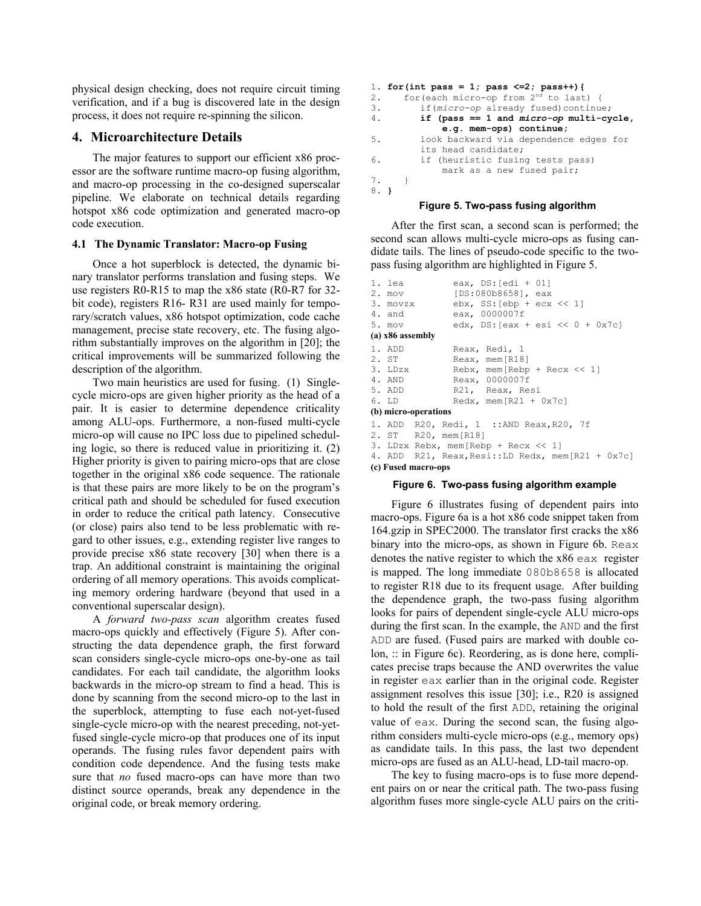physical design checking, does not require circuit timing verification, and if a bug is discovered late in the design process, it does not require re-spinning the silicon.

## 4. Microarchitecture Details

The major features to support our efficient x86 processor are the software runtime macro-op fusing algorithm, and macro-op processing in the co-designed superscalar pipeline. We elaborate on technical details regarding hotspot x86 code optimization and generated macro-op code execution.

### 4.1 The Dynamic Translator: Macro-op Fusing

Once a hot superblock is detected, the dynamic binary translator performs translation and fusing steps. We use registers R0-R15 to map the x86 state (R0-R7 for 32-bit code), registers R16- R31 are used mainly for temporary/scratch values, x86 hotspot optimization, code cache management, precise state recovery, etc. The fusing algorithm substantially improves on the algorithm in [20]; the critical improvements will be summarized following the description of the algorithm.

Two main heuristics are used for fusing. (1) Single-cycle micro-ops are given higher priority as the head of a pair. It is easier to determine dependence criticality among ALU-ops. Furthermore, a non-fused multi-cycle micro-op will cause no IPC loss due to pipelined scheduling logic, so there is reduced value in prioritizing it. (2) Higher priority is given to pairing micro-ops that are close together in the original x86 code sequence. The rationale is that these pairs are more likely to be on the program's critical path and should be scheduled for fused execution in order to reduce the critical path latency. Consecutive (or close) pairs also tend to be less problematic with regard to other issues, e.g., extending register live ranges to provide precise x86 state recovery [30] when there is a trap. An additional constraint is maintaining the original ordering of all memory operations. This avoids complicating memory ordering hardware (beyond that used in a conventional superscalar design).

A *forward two-pass scan* algorithm creates fused macro-ops quickly and effectively (Figure 5). After constructing the data dependence graph, the first forward scan considers single-cycle micro-ops one-by-one as tail candidates. For each tail candidate, the algorithm looks backwards in the micro-op stream to find a head. This is done by scanning from the second micro-op to the last in the superblock, attempting to fuse each not-yet-fused single-cycle micro-op with the nearest preceding, not-yet-fused single-cycle micro-op that produces one of its input operands. The fusing rules favor dependent pairs with condition code dependence. And the fusing tests make sure that *no* fused macro-ops can have more than two distinct source operands, break any dependence in the original code, or break memory ordering.

```
1. for(int pass = 1; pass <=2; pass++){
2.    for(each micro-op from 2nd to last) {
3.       if(micro-op already fused)continue;
4.       if (pass == 1 and micro-op multi-cycle,
             e.g. mem-ops) continue;
5.       look backward via dependence edges for
         its head candidate;
6.       if (heuristic fusing tests pass)
             mark as a new fused pair;
7.    }
8. }
```

**Figure 5. Two-pass fusing algorithm**

After the first scan, a second scan is performed; the second scan allows multi-cycle micro-ops as fusing candidate tails. The lines of pseudo-code specific to the two-pass fusing algorithm are highlighted in Figure 5.

```
1. lea          eax, DS:[edi + 01]
2. mov          [DS:080b8658], eax
3. movzx        ebx, SS:[ebp + ecx << 1]
4. and          eax, 0000007f
5. mov          edx, DS:[eax + esi << 0 + 0x7c]
```

**(a) x86 assembly**

```
1. ADD          Reax, Redi, 1
2. ST           Reax, mem[R18]
3. LDzx         Rebx, mem[Rebp + Recx << 1]
4. AND          Reax, 0000007f
5. ADD          R21,  Reax, Resi
6. LD           Redx, mem[R21 + 0x7c]
```

**(b) micro-operations**

```
1. ADD  R20, Redi, 1  ::AND Reax,R20, 7f
2. ST   R20, mem[R18]
3. LDzx Rebx, mem[Rebp + Recx << 1]
4. ADD  R21, Reax,Resi::LD Redx, mem[R21 + 0x7c]
```

**(c) Fused macro-ops**

**Figure 6. Two-pass fusing algorithm example**

Figure 6 illustrates fusing of dependent pairs into macro-ops. Figure 6a is a hot x86 code snippet taken from 164.gzip in SPEC2000. The translator first cracks the x86 binary into the micro-ops, as shown in Figure 6b. `Reax` denotes the native register to which the x86 `eax` register is mapped. The long immediate `080b8658` is allocated to register R18 due to its frequent usage. After building the dependence graph, the two-pass fusing algorithm looks for pairs of dependent single-cycle ALU micro-ops during the first scan. In the example, the `AND` and the first `ADD` are fused. (Fused pairs are marked with double colon, :: in Figure 6c). Reordering, as is done here, complicates precise traps because the AND overwrites the value in register `eax` earlier than in the original code. Register assignment resolves this issue [30]; i.e., R20 is assigned to hold the result of the first `ADD`, retaining the original value of `eax`. During the second scan, the fusing algorithm considers multi-cycle micro-ops (e.g., memory ops) as candidate tails. In this pass, the last two dependent micro-ops are fused as an ALU-head, LD-tail macro-op.

The key to fusing macro-ops is to fuse more dependent pairs on or near the critical path. The two-pass fusing algorithm fuses more single-cycle ALU pairs on the criti-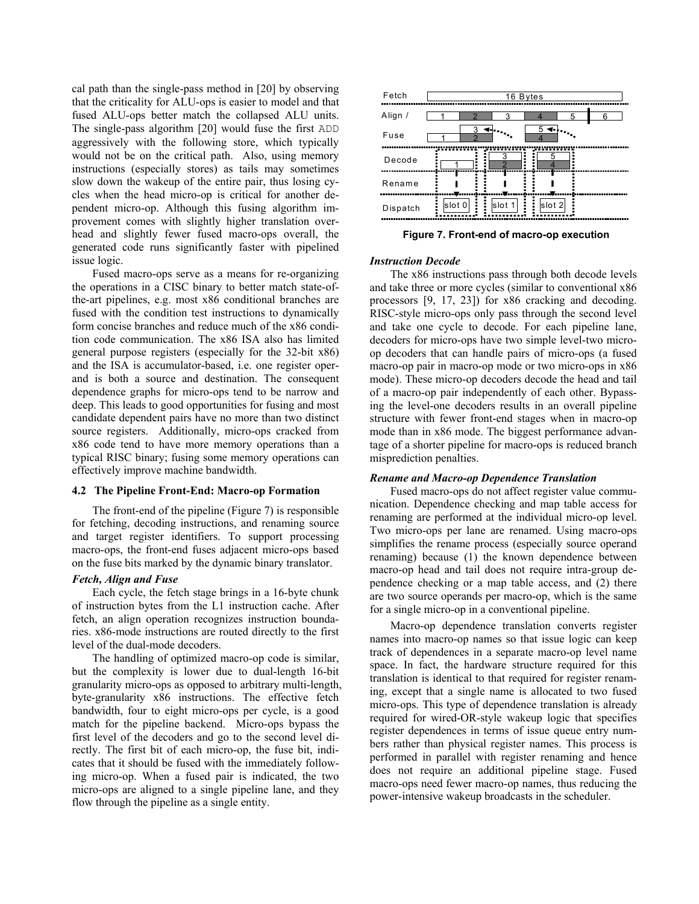cal path than the single-pass method in [20] by observing that the criticality for ALU-ops is easier to model and that fused ALU-ops better match the collapsed ALU units. The single-pass algorithm [20] would fuse the first ADD aggressively with the following store, which typically would not be on the critical path. Also, using memory instructions (especially stores) as tails may sometimes slow down the wakeup of the entire pair, thus losing cycles when the head micro-op is critical for another dependent micro-op. Although this fusing algorithm improvement comes with slightly higher translation overhead and slightly fewer fused macro-ops overall, the generated code runs significantly faster with pipelined issue logic.

Fused macro-ops serve as a means for re-organizing the operations in a CISC binary to better match state-of-the-art pipelines, e.g. most x86 conditional branches are fused with the condition test instructions to dynamically form concise branches and reduce much of the x86 condition code communication. The x86 ISA also has limited general purpose registers (especially for the 32-bit x86) and the ISA is accumulator-based, i.e. one register operand is both a source and destination. The consequent dependence graphs for micro-ops tend to be narrow and deep. This leads to good opportunities for fusing and most candidate dependent pairs have no more than two distinct source registers. Additionally, micro-ops cracked from x86 code tend to have more memory operations than a typical RISC binary; fusing some memory operations can effectively improve machine bandwidth.

### 4.2 The Pipeline Front-End: Macro-op Formation

The front-end of the pipeline (Figure 7) is responsible for fetching, decoding instructions, and renaming source and target register identifiers. To support processing macro-ops, the front-end fuses adjacent micro-ops based on the fuse bits marked by the dynamic binary translator.

#### *Fetch, Align and Fuse*

Each cycle, the fetch stage brings in a 16-byte chunk of instruction bytes from the L1 instruction cache. After fetch, an align operation recognizes instruction boundaries. x86-mode instructions are routed directly to the first level of the dual-mode decoders.

The handling of optimized macro-op code is similar, but the complexity is lower due to dual-length 16-bit granularity micro-ops as opposed to arbitrary multi-length, byte-granularity x86 instructions. The effective fetch bandwidth, four to eight micro-ops per cycle, is a good match for the pipeline backend. Micro-ops bypass the first level of the decoders and go to the second level directly. The first bit of each micro-op, the fuse bit, indicates that it should be fused with the immediately following micro-op. When a fused pair is indicated, the two micro-ops are aligned to a single pipeline lane, and they flow through the pipeline as a single entity.

**Figure 7. Front-end of macro-op execution**

#### *Instruction Decode*

The x86 instructions pass through both decode levels and take three or more cycles (similar to conventional x86 processors [9, 17, 23]) for x86 cracking and decoding. RISC-style micro-ops only pass through the second level and take one cycle to decode. For each pipeline lane, decoders for micro-ops have two simple level-two micro-op decoders that can handle pairs of micro-ops (a fused macro-op pair in macro-op mode or two micro-ops in x86 mode). These micro-op decoders decode the head and tail of a macro-op pair independently of each other. Bypassing the level-one decoders results in an overall pipeline structure with fewer front-end stages when in macro-op mode than in x86 mode. The biggest performance advantage of a shorter pipeline for macro-ops is reduced branch misprediction penalties.

#### *Rename and Macro-op Dependence Translation*

Fused macro-ops do not affect register value communication. Dependence checking and map table access for renaming are performed at the individual micro-op level. Two micro-ops per lane are renamed. Using macro-ops simplifies the rename process (especially source operand renaming) because (1) the known dependence between macro-op head and tail does not require intra-group dependence checking or a map table access, and (2) there are two source operands per macro-op, which is the same for a single micro-op in a conventional pipeline.

Macro-op dependence translation converts register names into macro-op names so that issue logic can keep track of dependences in a separate macro-op level name space. In fact, the hardware structure required for this translation is identical to that required for register renaming, except that a single name is allocated to two fused micro-ops. This type of dependence translation is already required for wired-OR-style wakeup logic that specifies register dependences in terms of issue queue entry numbers rather than physical register names. This process is performed in parallel with register renaming and hence does not require an additional pipeline stage. Fused macro-ops need fewer macro-op names, thus reducing the power-intensive wakeup broadcasts in the scheduler.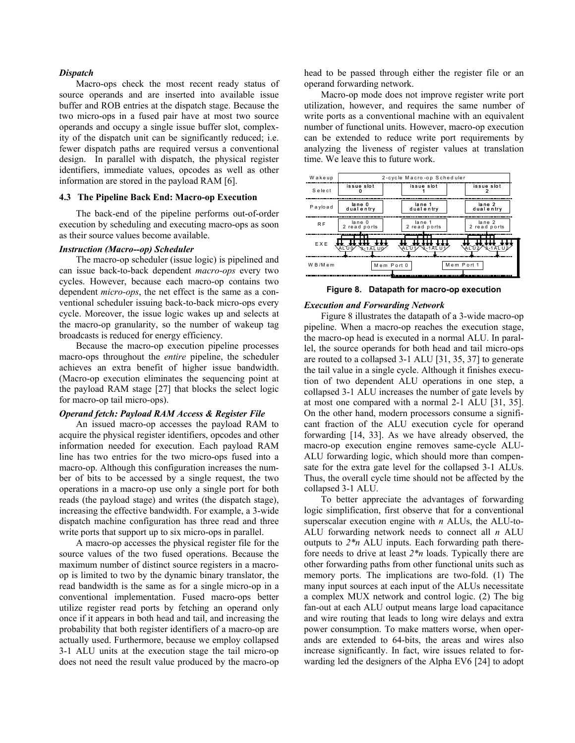***Dispatch***

Macro-ops check the most recent ready status of source operands and are inserted into available issue buffer and ROB entries at the dispatch stage. Because the two micro-ops in a fused pair have at most two source operands and occupy a single issue buffer slot, complexity of the dispatch unit can be significantly reduced; i.e. fewer dispatch paths are required versus a conventional design. In parallel with dispatch, the physical register identifiers, immediate values, opcodes as well as other information are stored in the payload RAM [6].

### 4.3 The Pipeline Back End: Macro-op Execution

The back-end of the pipeline performs out-of-order execution by scheduling and executing macro-ops as soon as their source values become available.

***Instruction (Macro--op) Scheduler***

The macro-op scheduler (issue logic) is pipelined and can issue back-to-back dependent *macro-ops* every two cycles. However, because each macro-op contains two dependent *micro-ops*, the net effect is the same as a conventional scheduler issuing back-to-back micro-ops every cycle. Moreover, the issue logic wakes up and selects at the macro-op granularity, so the number of wakeup tag broadcasts is reduced for energy efficiency.

Because the macro-op execution pipeline processes macro-ops throughout the *entire* pipeline, the scheduler achieves an extra benefit of higher issue bandwidth. (Macro-op execution eliminates the sequencing point at the payload RAM stage [27] that blocks the select logic for macro-op tail micro-ops).

***Operand fetch: Payload RAM Access & Register File***

An issued macro-op accesses the payload RAM to acquire the physical register identifiers, opcodes and other information needed for execution. Each payload RAM line has two entries for the two micro-ops fused into a macro-op. Although this configuration increases the number of bits to be accessed by a single request, the two operations in a macro-op use only a single port for both reads (the payload stage) and writes (the dispatch stage), increasing the effective bandwidth. For example, a 3-wide dispatch machine configuration has three read and three write ports that support up to six micro-ops in parallel.

A macro-op accesses the physical register file for the source values of the two fused operations. Because the maximum number of distinct source registers in a macro-op is limited to two by the dynamic binary translator, the read bandwidth is the same as for a single micro-op in a conventional implementation. Fused macro-ops better utilize register read ports by fetching an operand only once if it appears in both head and tail, and increasing the probability that both register identifiers of a macro-op are actually used. Furthermore, because we employ collapsed 3-1 ALU units at the execution stage the tail micro-op does not need the result value produced by the macro-op head to be passed through either the register file or an operand forwarding network.

Macro-op mode does not improve register write port utilization, however, and requires the same number of write ports as a conventional machine with an equivalent number of functional units. However, macro-op execution can be extended to reduce write port requirements by analyzing the liveness of register values at translation time. We leave this to future work.

| Wakeup | 2-cycle Macro-op Scheduler | | |
|---|---|---|---|
| Select | issue slot 0 | issue slot 1 | issue slot 2 |
| Payload | lane 0 dual entry | lane 1 dual entry | lane 2 dual entry |
| RF | lane 0 2 read ports | lane 1 2 read ports | lane 2 2 read ports |
| EXE | ALU0, 3-1ALU0 | ALU1, 3-1ALU1 | ALU2, 3-1ALU2 |
| WB/Mem | Mem Port 0 | | Mem Port 1 |

**Figure 8. Datapath for macro-op execution**

***Execution and Forwarding Network***

Figure 8 illustrates the datapath of a 3-wide macro-op pipeline. When a macro-op reaches the execution stage, the macro-op head is executed in a normal ALU. In parallel, the source operands for both head and tail micro-ops are routed to a collapsed 3-1 ALU [31, 35, 37] to generate the tail value in a single cycle. Although it finishes execution of two dependent ALU operations in one step, a collapsed 3-1 ALU increases the number of gate levels by at most one compared with a normal 2-1 ALU [31, 35]. On the other hand, modern processors consume a significant fraction of the ALU execution cycle for operand forwarding [14, 33]. As we have already observed, the macro-op execution engine removes same-cycle ALU-ALU forwarding logic, which should more than compensate for the extra gate level for the collapsed 3-1 ALUs. Thus, the overall cycle time should not be affected by the collapsed 3-1 ALU.

To better appreciate the advantages of forwarding logic simplification, first observe that for a conventional superscalar execution engine with *n* ALUs, the ALU-to-ALU forwarding network needs to connect all *n* ALU outputs to $2*n$ ALU inputs. Each forwarding path therefore needs to drive at least $2*n$ loads. Typically there are other forwarding paths from other functional units such as memory ports. The implications are two-fold. (1) The many input sources at each input of the ALUs necessitate a complex MUX network and control logic. (2) The big fan-out at each ALU output means large load capacitance and wire routing that leads to long wire delays and extra power consumption. To make matters worse, when operands are extended to 64-bits, the areas and wires also increase significantly. In fact, wire issues related to forwarding led the designers of the Alpha EV6 [24] to adopt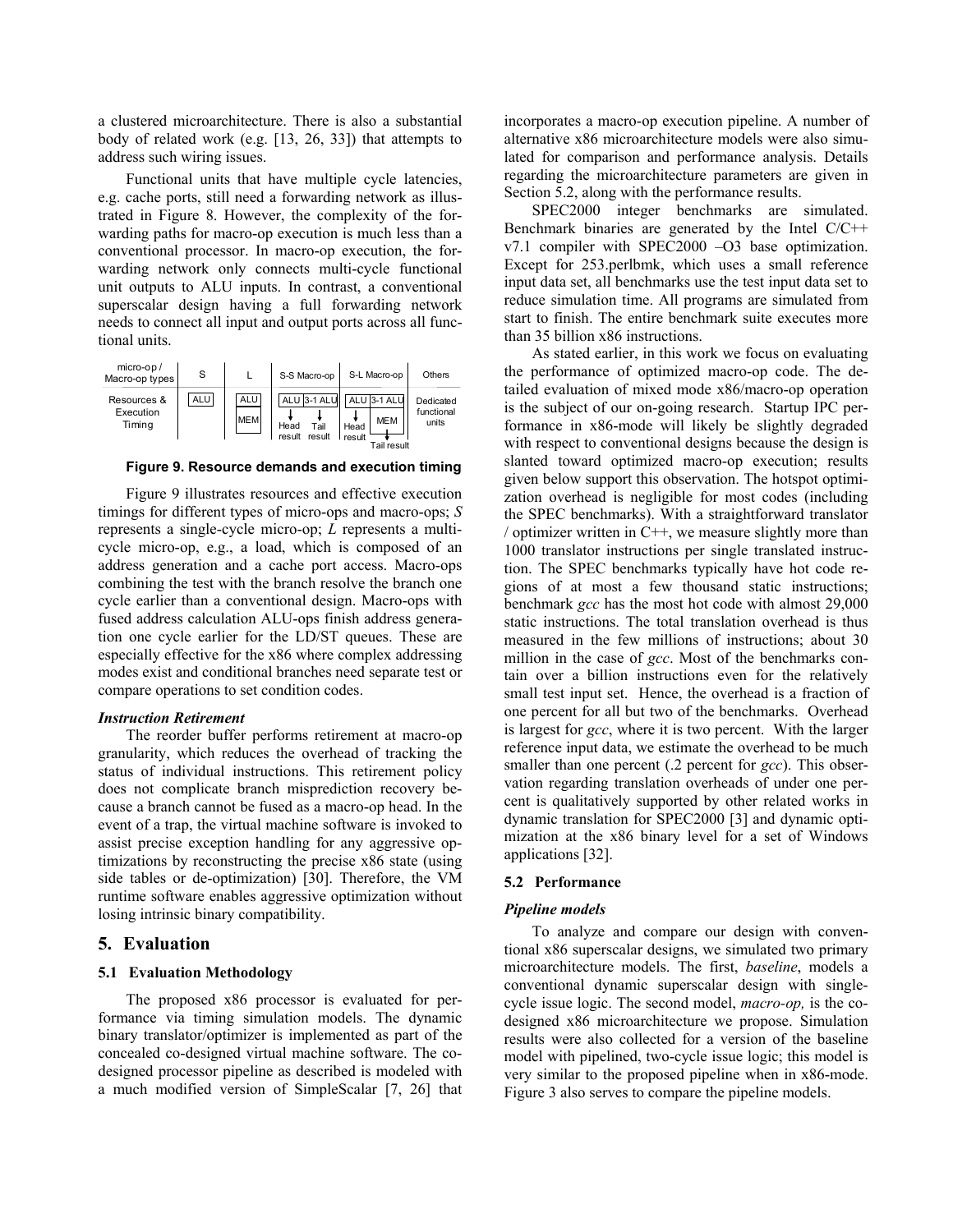a clustered microarchitecture. There is also a substantial body of related work (e.g. [13, 26, 33]) that attempts to address such wiring issues.

Functional units that have multiple cycle latencies, e.g. cache ports, still need a forwarding network as illustrated in Figure 8. However, the complexity of the forwarding paths for macro-op execution is much less than a conventional processor. In macro-op execution, the forwarding network only connects multi-cycle functional unit outputs to ALU inputs. In contrast, a conventional superscalar design having a full forwarding network needs to connect all input and output ports across all functional units.

| micro-op / Macro-op types | S | L | S-S Macro-op | S-L Macro-op | Others |
|---|---|---|---|---|---|
| Resources & Execution Timing | ALU | ALU, MEM | ALU → Head result; 3-1 ALU → Tail result | ALU → Head result; 3-1 ALU, MEM → Tail result | Dedicated functional units |

**Figure 9. Resource demands and execution timing**

Figure 9 illustrates resources and effective execution timings for different types of micro-ops and macro-ops; *S* represents a single-cycle micro-op; *L* represents a multi-cycle micro-op, e.g., a load, which is composed of an address generation and a cache port access. Macro-ops combining the test with the branch resolve the branch one cycle earlier than a conventional design. Macro-ops with fused address calculation ALU-ops finish address generation one cycle earlier for the LD/ST queues. These are especially effective for the x86 where complex addressing modes exist and conditional branches need separate test or compare operations to set condition codes.

***Instruction Retirement***

The reorder buffer performs retirement at macro-op granularity, which reduces the overhead of tracking the status of individual instructions. This retirement policy does not complicate branch misprediction recovery because a branch cannot be fused as a macro-op head. In the event of a trap, the virtual machine software is invoked to assist precise exception handling for any aggressive optimizations by reconstructing the precise x86 state (using side tables or de-optimization) [30]. Therefore, the VM runtime software enables aggressive optimization without losing intrinsic binary compatibility.

## 5. Evaluation

### 5.1 Evaluation Methodology

The proposed x86 processor is evaluated for performance via timing simulation models. The dynamic binary translator/optimizer is implemented as part of the concealed co-designed virtual machine software. The co-designed processor pipeline as described is modeled with a much modified version of SimpleScalar [7, 26] that incorporates a macro-op execution pipeline. A number of alternative x86 microarchitecture models were also simulated for comparison and performance analysis. Details regarding the microarchitecture parameters are given in Section 5.2, along with the performance results.

SPEC2000 integer benchmarks are simulated. Benchmark binaries are generated by the Intel C/C++ v7.1 compiler with SPEC2000 –O3 base optimization. Except for 253.perlbmk, which uses a small reference input data set, all benchmarks use the test input data set to reduce simulation time. All programs are simulated from start to finish. The entire benchmark suite executes more than 35 billion x86 instructions.

As stated earlier, in this work we focus on evaluating the performance of optimized macro-op code. The detailed evaluation of mixed mode x86/macro-op operation is the subject of our on-going research. Startup IPC performance in x86-mode will likely be slightly degraded with respect to conventional designs because the design is slanted toward optimized macro-op execution; results given below support this observation. The hotspot optimization overhead is negligible for most codes (including the SPEC benchmarks). With a straightforward translator / optimizer written in C++, we measure slightly more than 1000 translator instructions per single translated instruction. The SPEC benchmarks typically have hot code regions of at most a few thousand static instructions; benchmark *gcc* has the most hot code with almost 29,000 static instructions. The total translation overhead is thus measured in the few millions of instructions; about 30 million in the case of *gcc*. Most of the benchmarks contain over a billion instructions even for the relatively small test input set. Hence, the overhead is a fraction of one percent for all but two of the benchmarks. Overhead is largest for *gcc*, where it is two percent. With the larger reference input data, we estimate the overhead to be much smaller than one percent (.2 percent for *gcc*). This observation regarding translation overheads of under one percent is qualitatively supported by other related works in dynamic translation for SPEC2000 [3] and dynamic optimization at the x86 binary level for a set of Windows applications [32].

### 5.2 Performance

***Pipeline models***

To analyze and compare our design with conventional x86 superscalar designs, we simulated two primary microarchitecture models. The first, *baseline*, models a conventional dynamic superscalar design with single-cycle issue logic. The second model, *macro-op,* is the co-designed x86 microarchitecture we propose. Simulation results were also collected for a version of the baseline model with pipelined, two-cycle issue logic; this model is very similar to the proposed pipeline when in x86-mode. Figure 3 also serves to compare the pipeline models.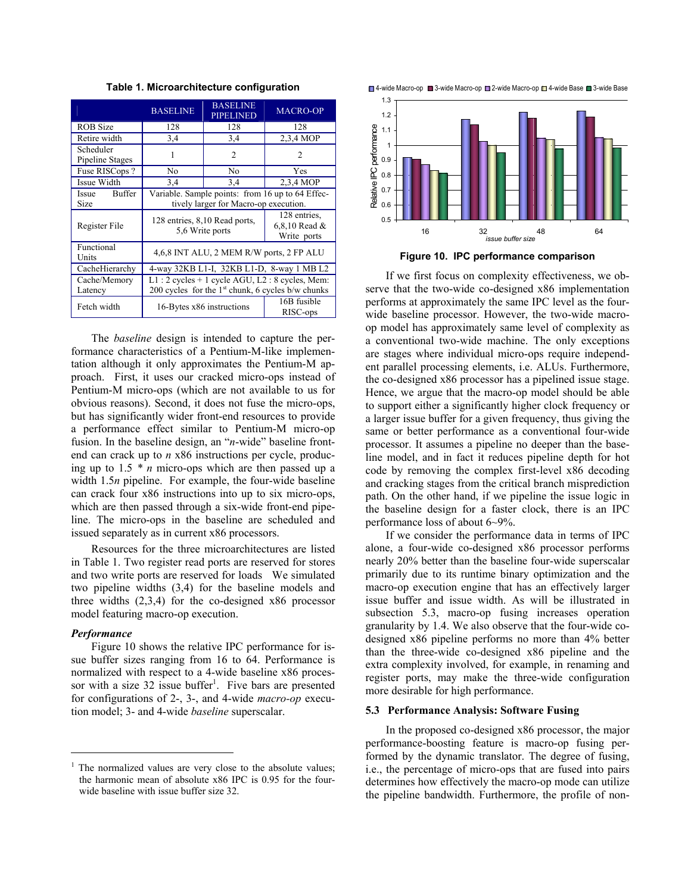**Table 1. Microarchitecture configuration**

| | BASELINE | BASELINE PIPELINED | MACRO-OP |
|---|---|---|---|
| ROB Size | 128 | 128 | 128 |
| Retire width | 3,4 | 3,4 | 2,3,4 MOP |
| Scheduler Pipeline Stages | 1 | 2 | 2 |
| Fuse RISCops ? | No | No | Yes |
| Issue Width | 3,4 | 3,4 | 2,3,4 MOP |
| Issue Buffer Size | Variable. Sample points: from 16 up to 64 Effectively larger for Macro-op execution. | | |
| Register File | 128 entries, 8,10 Read ports, 5,6 Write ports | | 128 entries, 6,8,10 Read & Write ports |
| Functional Units | 4,6,8 INT ALU, 2 MEM R/W ports, 2 FP ALU | | |
| CacheHierarchy | 4-way 32KB L1-I, 32KB L1-D, 8-way 1 MB L2 | | |
| Cache/Memory Latency | L1 : 2 cycles + 1 cycle AGU, L2 : 8 cycles, Mem: 200 cycles for the 1st chunk, 6 cycles b/w chunks | | |
| Fetch width | 16-Bytes x86 instructions | | 16B fusible RISC-ops |

The *baseline* design is intended to capture the performance characteristics of a Pentium-M-like implementation although it only approximates the Pentium-M approach. First, it uses our cracked micro-ops instead of Pentium-M micro-ops (which are not available to us for obvious reasons). Second, it does not fuse the micro-ops, but has significantly wider front-end resources to provide a performance effect similar to Pentium-M micro-op fusion. In the baseline design, an "*n*-wide" baseline front-end can crack up to *n* x86 instructions per cycle, producing up to 1.5 * *n* micro-ops which are then passed up a width 1.5*n* pipeline. For example, the four-wide baseline can crack four x86 instructions into up to six micro-ops, which are then passed through a six-wide front-end pipeline. The micro-ops in the baseline are scheduled and issued separately as in current x86 processors.

Resources for the three microarchitectures are listed in Table 1. Two register read ports are reserved for stores and two write ports are reserved for loads We simulated two pipeline widths (3,4) for the baseline models and three widths (2,3,4) for the co-designed x86 processor model featuring macro-op execution.

***Performance***

Figure 10 shows the relative IPC performance for issue buffer sizes ranging from 16 to 64. Performance is normalized with respect to a 4-wide baseline x86 processor with a size 32 issue buffer[1]. Five bars are presented for configurations of 2-, 3-, and 4-wide *macro-op* execution model; 3- and 4-wide *baseline* superscalar.

[1] The normalized values are very close to the absolute values; the harmonic mean of absolute x86 IPC is 0.95 for the four-wide baseline with issue buffer size 32.

**Figure 10. IPC performance comparison**

If we first focus on complexity effectiveness, we observe that the two-wide co-designed x86 implementation performs at approximately the same IPC level as the four-wide baseline processor. However, the two-wide macro-op model has approximately same level of complexity as a conventional two-wide machine. The only exceptions are stages where individual micro-ops require independent parallel processing elements, i.e. ALUs. Furthermore, the co-designed x86 processor has a pipelined issue stage. Hence, we argue that the macro-op model should be able to support either a significantly higher clock frequency or a larger issue buffer for a given frequency, thus giving the same or better performance as a conventional four-wide processor. It assumes a pipeline no deeper than the baseline model, and in fact it reduces pipeline depth for hot code by removing the complex first-level x86 decoding and cracking stages from the critical branch misprediction path. On the other hand, if we pipeline the issue logic in the baseline design for a faster clock, there is an IPC performance loss of about 6~9%.

If we consider the performance data in terms of IPC alone, a four-wide co-designed x86 processor performs nearly 20% better than the baseline four-wide superscalar primarily due to its runtime binary optimization and the macro-op execution engine that has an effectively larger issue buffer and issue width. As will be illustrated in subsection 5.3, macro-op fusing increases operation granularity by 1.4. We also observe that the four-wide co-designed x86 pipeline performs no more than 4% better than the three-wide co-designed x86 pipeline and the extra complexity involved, for example, in renaming and register ports, may make the three-wide configuration more desirable for high performance.

### 5.3 Performance Analysis: Software Fusing

In the proposed co-designed x86 processor, the major performance-boosting feature is macro-op fusing performed by the dynamic translator. The degree of fusing, i.e., the percentage of micro-ops that are fused into pairs determines how effectively the macro-op mode can utilize the pipeline bandwidth. Furthermore, the profile of non-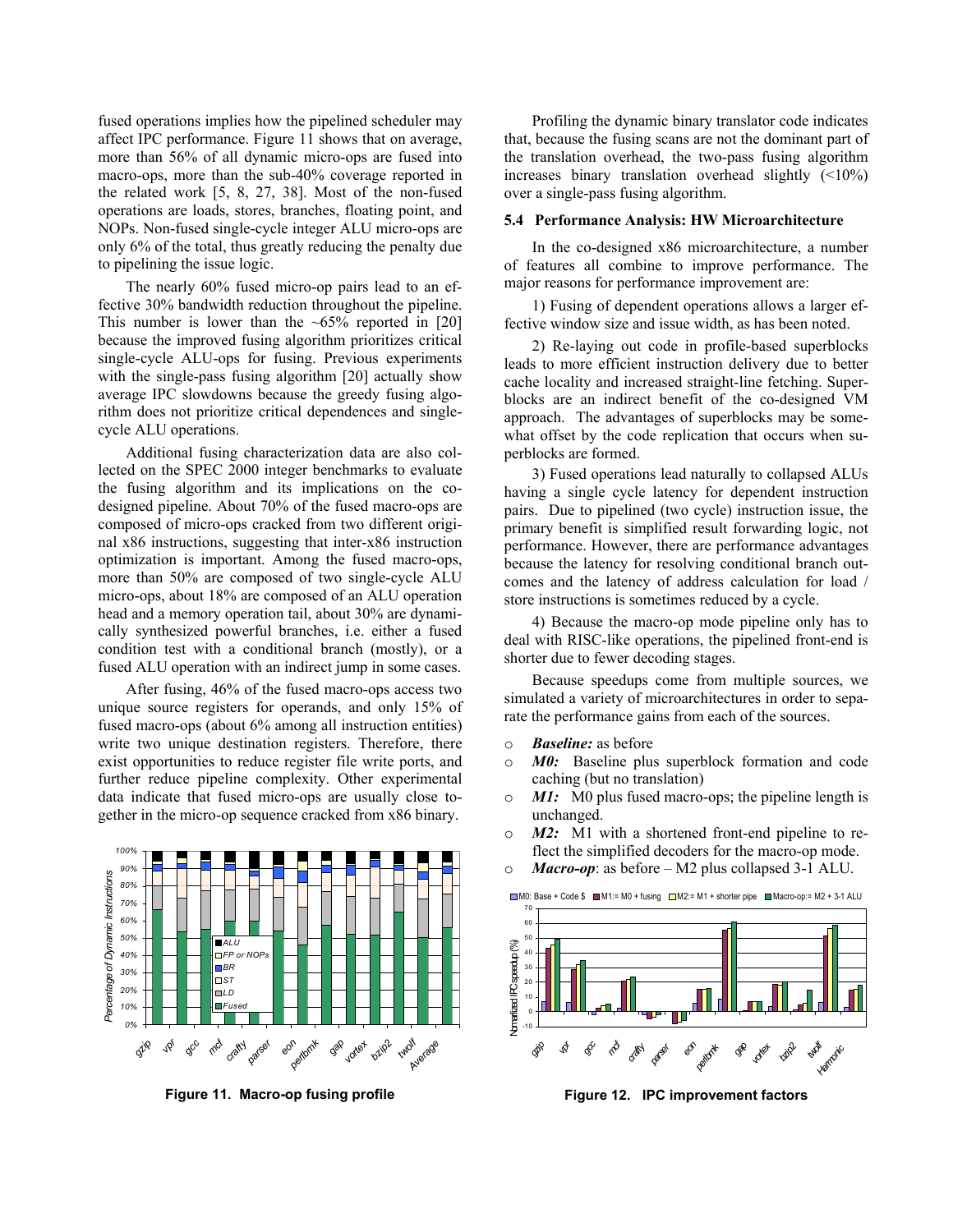fused operations implies how the pipelined scheduler may affect IPC performance. Figure 11 shows that on average, more than 56% of all dynamic micro-ops are fused into macro-ops, more than the sub-40% coverage reported in the related work [5, 8, 27, 38]. Most of the non-fused operations are loads, stores, branches, floating point, and NOPs. Non-fused single-cycle integer ALU micro-ops are only 6% of the total, thus greatly reducing the penalty due to pipelining the issue logic.

The nearly 60% fused micro-op pairs lead to an effective 30% bandwidth reduction throughout the pipeline. This number is lower than the ~65% reported in [20] because the improved fusing algorithm prioritizes critical single-cycle ALU-ops for fusing. Previous experiments with the single-pass fusing algorithm [20] actually show average IPC slowdowns because the greedy fusing algorithm does not prioritize critical dependences and single-cycle ALU operations.

Additional fusing characterization data are also collected on the SPEC 2000 integer benchmarks to evaluate the fusing algorithm and its implications on the co-designed pipeline. About 70% of the fused macro-ops are composed of micro-ops cracked from two different original x86 instructions, suggesting that inter-x86 instruction optimization is important. Among the fused macro-ops, more than 50% are composed of two single-cycle ALU micro-ops, about 18% are composed of an ALU operation head and a memory operation tail, about 30% are dynamically synthesized powerful branches, i.e. either a fused condition test with a conditional branch (mostly), or a fused ALU operation with an indirect jump in some cases.

After fusing, 46% of the fused macro-ops access two unique source registers for operands, and only 15% of fused macro-ops (about 6% among all instruction entities) write two unique destination registers. Therefore, there exist opportunities to reduce register file write ports, and further reduce pipeline complexity. Other experimental data indicate that fused micro-ops are usually close together in the micro-op sequence cracked from x86 binary.

**Figure 11. Macro-op fusing profile**

Profiling the dynamic binary translator code indicates that, because the fusing scans are not the dominant part of the translation overhead, the two-pass fusing algorithm increases binary translation overhead slightly (<10%) over a single-pass fusing algorithm.

### 5.4 Performance Analysis: HW Microarchitecture

In the co-designed x86 microarchitecture, a number of features all combine to improve performance. The major reasons for performance improvement are:

1) Fusing of dependent operations allows a larger effective window size and issue width, as has been noted.

2) Re-laying out code in profile-based superblocks leads to more efficient instruction delivery due to better cache locality and increased straight-line fetching. Superblocks are an indirect benefit of the co-designed VM approach. The advantages of superblocks may be somewhat offset by the code replication that occurs when superblocks are formed.

3) Fused operations lead naturally to collapsed ALUs having a single cycle latency for dependent instruction pairs. Due to pipelined (two cycle) instruction issue, the primary benefit is simplified result forwarding logic, not performance. However, there are performance advantages because the latency for resolving conditional branch outcomes and the latency of address calculation for load / store instructions is sometimes reduced by a cycle.

4) Because the macro-op mode pipeline only has to deal with RISC-like operations, the pipelined front-end is shorter due to fewer decoding stages.

Because speedups come from multiple sources, we simulated a variety of microarchitectures in order to separate the performance gains from each of the sources.

- ***Baseline:*** as before
- ***M0:*** Baseline plus superblock formation and code caching (but no translation)
- ***M1:*** M0 plus fused macro-ops; the pipeline length is unchanged.
- ***M2:*** M1 with a shortened front-end pipeline to reflect the simplified decoders for the macro-op mode.
- ***Macro-op***: as before – M2 plus collapsed 3-1 ALU.

**Figure 12. IPC improvement factors**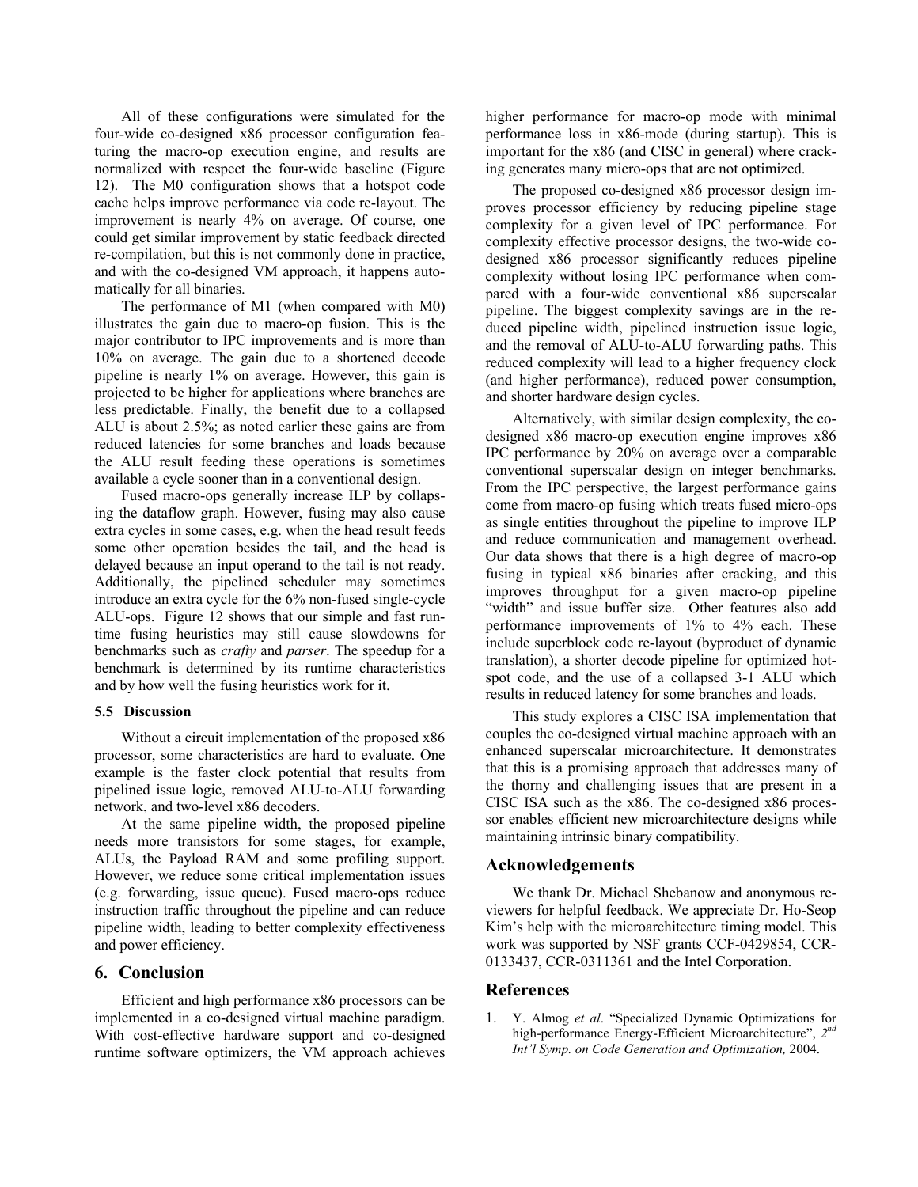All of these configurations were simulated for the four-wide co-designed x86 processor configuration featuring the macro-op execution engine, and results are normalized with respect the four-wide baseline (Figure 12). The M0 configuration shows that a hotspot code cache helps improve performance via code re-layout. The improvement is nearly 4% on average. Of course, one could get similar improvement by static feedback directed re-compilation, but this is not commonly done in practice, and with the co-designed VM approach, it happens automatically for all binaries.

The performance of M1 (when compared with M0) illustrates the gain due to macro-op fusion. This is the major contributor to IPC improvements and is more than 10% on average. The gain due to a shortened decode pipeline is nearly 1% on average. However, this gain is projected to be higher for applications where branches are less predictable. Finally, the benefit due to a collapsed ALU is about 2.5%; as noted earlier these gains are from reduced latencies for some branches and loads because the ALU result feeding these operations is sometimes available a cycle sooner than in a conventional design.

Fused macro-ops generally increase ILP by collapsing the dataflow graph. However, fusing may also cause extra cycles in some cases, e.g. when the head result feeds some other operation besides the tail, and the head is delayed because an input operand to the tail is not ready. Additionally, the pipelined scheduler may sometimes introduce an extra cycle for the 6% non-fused single-cycle ALU-ops. Figure 12 shows that our simple and fast runtime fusing heuristics may still cause slowdowns for benchmarks such as *crafty* and *parser*. The speedup for a benchmark is determined by its runtime characteristics and by how well the fusing heuristics work for it.

### 5.5 Discussion

Without a circuit implementation of the proposed x86 processor, some characteristics are hard to evaluate. One example is the faster clock potential that results from pipelined issue logic, removed ALU-to-ALU forwarding network, and two-level x86 decoders.

At the same pipeline width, the proposed pipeline needs more transistors for some stages, for example, ALUs, the Payload RAM and some profiling support. However, we reduce some critical implementation issues (e.g. forwarding, issue queue). Fused macro-ops reduce instruction traffic throughout the pipeline and can reduce pipeline width, leading to better complexity effectiveness and power efficiency.

## 6. Conclusion

Efficient and high performance x86 processors can be implemented in a co-designed virtual machine paradigm. With cost-effective hardware support and co-designed runtime software optimizers, the VM approach achieves higher performance for macro-op mode with minimal performance loss in x86-mode (during startup). This is important for the x86 (and CISC in general) where cracking generates many micro-ops that are not optimized.

The proposed co-designed x86 processor design improves processor efficiency by reducing pipeline stage complexity for a given level of IPC performance. For complexity effective processor designs, the two-wide co-designed x86 processor significantly reduces pipeline complexity without losing IPC performance when compared with a four-wide conventional x86 superscalar pipeline. The biggest complexity savings are in the reduced pipeline width, pipelined instruction issue logic, and the removal of ALU-to-ALU forwarding paths. This reduced complexity will lead to a higher frequency clock (and higher performance), reduced power consumption, and shorter hardware design cycles.

Alternatively, with similar design complexity, the co-designed x86 macro-op execution engine improves x86 IPC performance by 20% on average over a comparable conventional superscalar design on integer benchmarks. From the IPC perspective, the largest performance gains come from macro-op fusing which treats fused micro-ops as single entities throughout the pipeline to improve ILP and reduce communication and management overhead. Our data shows that there is a high degree of macro-op fusing in typical x86 binaries after cracking, and this improves throughput for a given macro-op pipeline "width" and issue buffer size. Other features also add performance improvements of 1% to 4% each. These include superblock code re-layout (byproduct of dynamic translation), a shorter decode pipeline for optimized hotspot code, and the use of a collapsed 3-1 ALU which results in reduced latency for some branches and loads.

This study explores a CISC ISA implementation that couples the co-designed virtual machine approach with an enhanced superscalar microarchitecture. It demonstrates that this is a promising approach that addresses many of the thorny and challenging issues that are present in a CISC ISA such as the x86. The co-designed x86 processor enables efficient new microarchitecture designs while maintaining intrinsic binary compatibility.

## Acknowledgements

We thank Dr. Michael Shebanow and anonymous reviewers for helpful feedback. We appreciate Dr. Ho-Seop Kim's help with the microarchitecture timing model. This work was supported by NSF grants CCF-0429854, CCR-0133437, CCR-0311361 and the Intel Corporation.

## References

1. Y. Almog *et al*. "Specialized Dynamic Optimizations for high-performance Energy-Efficient Microarchitecture", *2nd Int'l Symp. on Code Generation and Optimization,* 2004.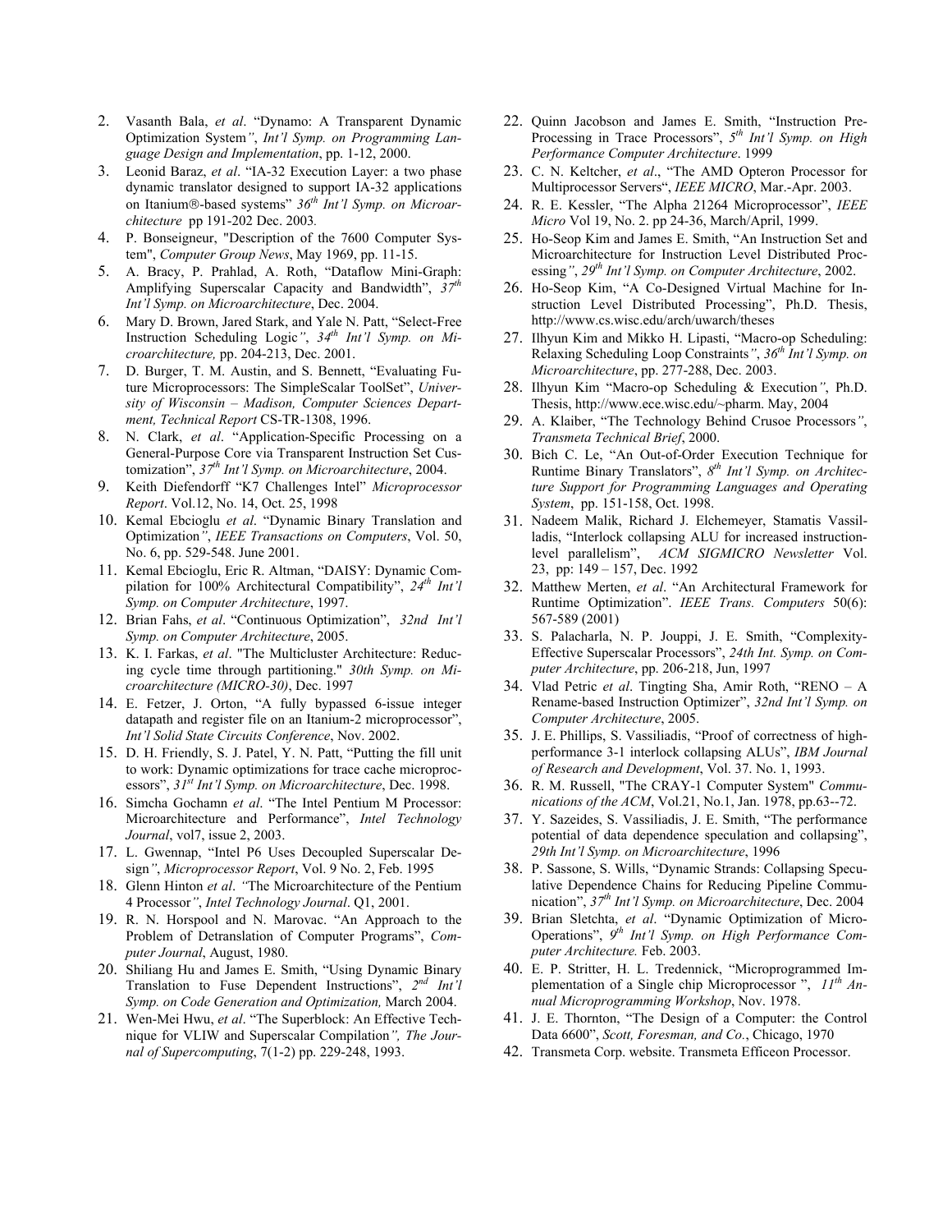2. Vasanth Bala, *et al*. "Dynamo: A Transparent Dynamic Optimization System", *Int'l Symp. on Programming Language Design and Implementation*, pp. 1-12, 2000.
3. Leonid Baraz, *et al*. "IA-32 Execution Layer: a two phase dynamic translator designed to support IA-32 applications on Itanium®-based systems" *36th Int'l Symp. on Microarchitecture* pp 191-202 Dec. 2003.
4. P. Bonseigneur, "Description of the 7600 Computer System", *Computer Group News*, May 1969, pp. 11-15.
5. A. Bracy, P. Prahlad, A. Roth, "Dataflow Mini-Graph: Amplifying Superscalar Capacity and Bandwidth", *37th Int'l Symp. on Microarchitecture*, Dec. 2004.
6. Mary D. Brown, Jared Stark, and Yale N. Patt, "Select-Free Instruction Scheduling Logic", *34th Int'l Symp. on Microarchitecture,* pp. 204-213, Dec. 2001.
7. D. Burger, T. M. Austin, and S. Bennett, "Evaluating Future Microprocessors: The SimpleScalar ToolSet", *University of Wisconsin – Madison, Computer Sciences Department, Technical Report* CS-TR-1308, 1996.
8. N. Clark, *et al*. "Application-Specific Processing on a General-Purpose Core via Transparent Instruction Set Customization", *37th Int'l Symp. on Microarchitecture*, 2004.
9. Keith Diefendorff "K7 Challenges Intel" *Microprocessor Report*. Vol.12, No. 14, Oct. 25, 1998
10. Kemal Ebcioglu *et al*. "Dynamic Binary Translation and Optimization", *IEEE Transactions on Computers*, Vol. 50, No. 6, pp. 529-548. June 2001.
11. Kemal Ebcioglu, Eric R. Altman, "DAISY: Dynamic Compilation for 100% Architectural Compatibility", *24th Int'l Symp. on Computer Architecture*, 1997.
12. Brian Fahs, *et al*. "Continuous Optimization", *32nd Int'l Symp. on Computer Architecture*, 2005.
13. K. I. Farkas, *et al*. "The Multicluster Architecture: Reducing cycle time through partitioning." *30th Symp. on Microarchitecture (MICRO-30)*, Dec. 1997
14. E. Fetzer, J. Orton, "A fully bypassed 6-issue integer datapath and register file on an Itanium-2 microprocessor", *Int'l Solid State Circuits Conference*, Nov. 2002.
15. D. H. Friendly, S. J. Patel, Y. N. Patt, "Putting the fill unit to work: Dynamic optimizations for trace cache microprocessors", *31st Int'l Symp. on Microarchitecture*, Dec. 1998.
16. Simcha Gochamn *et al*. "The Intel Pentium M Processor: Microarchitecture and Performance", *Intel Technology Journal*, vol7, issue 2, 2003.
17. L. Gwennap, "Intel P6 Uses Decoupled Superscalar Design", *Microprocessor Report*, Vol. 9 No. 2, Feb. 1995
18. Glenn Hinton *et al*. "The Microarchitecture of the Pentium 4 Processor", *Intel Technology Journal*. Q1, 2001.
19. R. N. Horspool and N. Marovac. "An Approach to the Problem of Detranslation of Computer Programs", *Computer Journal*, August, 1980.
20. Shiliang Hu and James E. Smith, "Using Dynamic Binary Translation to Fuse Dependent Instructions", *2nd Int'l Symp. on Code Generation and Optimization,* March 2004.
21. Wen-Mei Hwu, *et al*. "The Superblock: An Effective Technique for VLIW and Superscalar Compilation", *The Journal of Supercomputing*, 7(1-2) pp. 229-248, 1993.
22. Quinn Jacobson and James E. Smith, "Instruction Pre-Processing in Trace Processors", *5th Int'l Symp. on High Performance Computer Architecture*. 1999
23. C. N. Keltcher, *et al*., "The AMD Opteron Processor for Multiprocessor Servers", *IEEE MICRO*, Mar.-Apr. 2003.
24. R. E. Kessler, "The Alpha 21264 Microprocessor", *IEEE Micro* Vol 19, No. 2. pp 24-36, March/April, 1999.
25. Ho-Seop Kim and James E. Smith, "An Instruction Set and Microarchitecture for Instruction Level Distributed Processing", *29th Int'l Symp. on Computer Architecture*, 2002.
26. Ho-Seop Kim, "A Co-Designed Virtual Machine for Instruction Level Distributed Processing", Ph.D. Thesis, http://www.cs.wisc.edu/arch/uwarch/theses
27. Ilhyun Kim and Mikko H. Lipasti, "Macro-op Scheduling: Relaxing Scheduling Loop Constraints", *36th Int'l Symp. on Microarchitecture*, pp. 277-288, Dec. 2003.
28. Ilhyun Kim "Macro-op Scheduling & Execution", Ph.D. Thesis, http://www.ece.wisc.edu/~pharm. May, 2004
29. A. Klaiber, "The Technology Behind Crusoe Processors", *Transmeta Technical Brief*, 2000.
30. Bich C. Le, "An Out-of-Order Execution Technique for Runtime Binary Translators", *8th Int'l Symp. on Architecture Support for Programming Languages and Operating System*, pp. 151-158, Oct. 1998.
31. Nadeem Malik, Richard J. Elchemeyer, Stamatis Vassiliadis, "Interlock collapsing ALU for increased instruction-level parallelism", *ACM SIGMICRO Newsletter* Vol. 23, pp: 149 – 157, Dec. 1992
32. Matthew Merten, *et al*. "An Architectural Framework for Runtime Optimization". *IEEE Trans. Computers* 50(6): 567-589 (2001)
33. S. Palacharla, N. P. Jouppi, J. E. Smith, "Complexity-Effective Superscalar Processors", *24th Int. Symp. on Computer Architecture*, pp. 206-218, Jun, 1997
34. Vlad Petric *et al*. Tingting Sha, Amir Roth, "RENO – A Rename-based Instruction Optimizer", *32nd Int'l Symp. on Computer Architecture*, 2005.
35. J. E. Phillips, S. Vassiliadis, "Proof of correctness of high-performance 3-1 interlock collapsing ALUs", *IBM Journal of Research and Development*, Vol. 37. No. 1, 1993.
36. R. M. Russell, "The CRAY-1 Computer System" *Communications of the ACM*, Vol.21, No.1, Jan. 1978, pp.63--72.
37. Y. Sazeides, S. Vassiliadis, J. E. Smith, "The performance potential of data dependence speculation and collapsing", *29th Int'l Symp. on Microarchitecture*, 1996
38. P. Sassone, S. Wills, "Dynamic Strands: Collapsing Speculative Dependence Chains for Reducing Pipeline Communication", *37th Int'l Symp. on Microarchitecture*, Dec. 2004
39. Brian Sletchta, *et al*. "Dynamic Optimization of Micro-Operations", *9th Int'l Symp. on High Performance Computer Architecture.* Feb. 2003.
40. E. P. Stritter, H. L. Tredennick, "Microprogrammed Implementation of a Single chip Microprocessor ", *11th Annual Microprogramming Workshop*, Nov. 1978.
41. J. E. Thornton, "The Design of a Computer: the Control Data 6600", *Scott, Foresman, and Co.*, Chicago, 1970
42. Transmeta Corp. website. Transmeta Efficeon Processor.